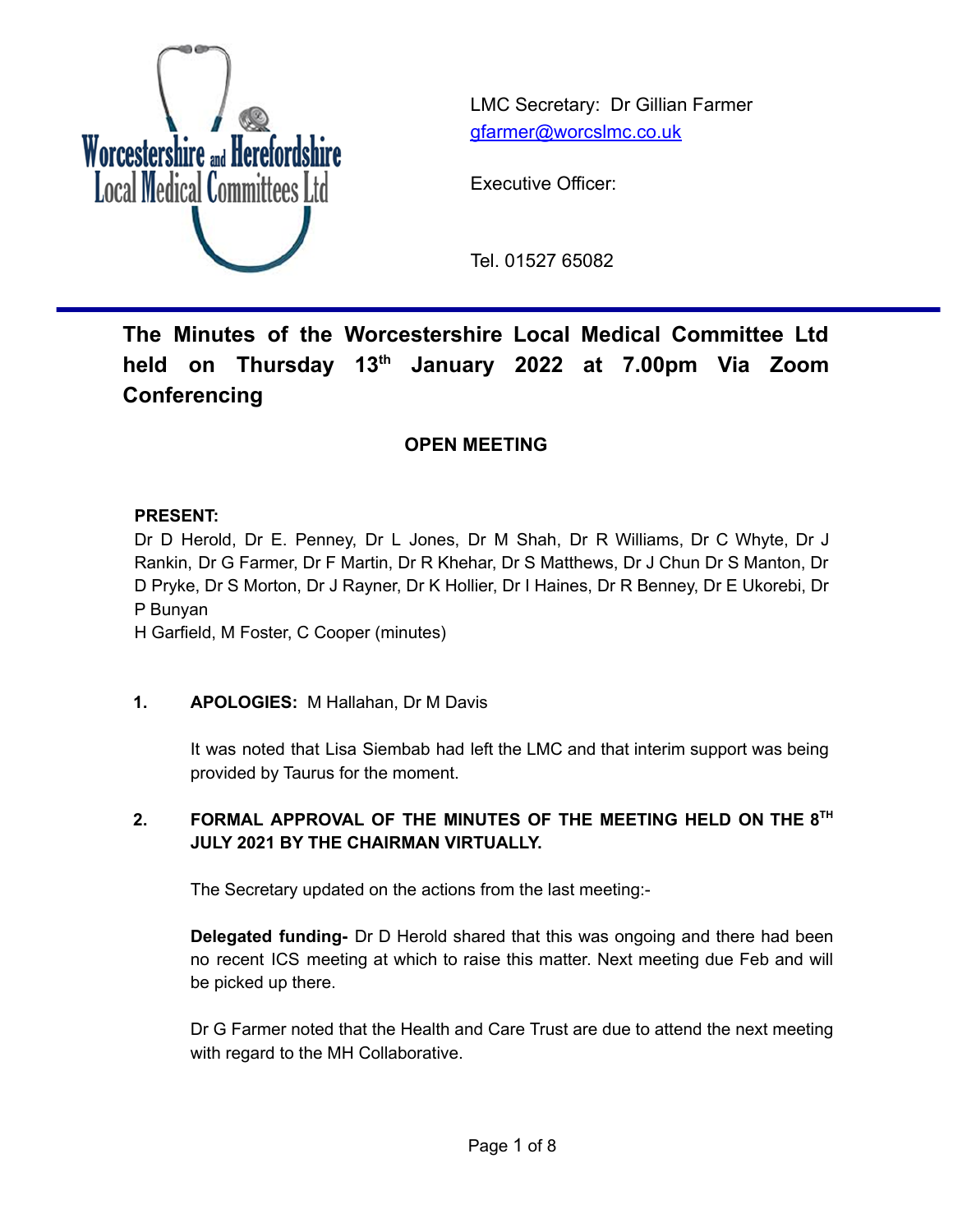Worcestershire and Herefordshire Local Medical Committees Ltd

LMC Secretary: Dr Gillian Farmer
gfarmer@worcslmc.co.uk

Executive Officer:

Tel. 01527 65082

# The Minutes of the Worcestershire Local Medical Committee Ltd held on Thursday 13th January 2022 at 7.00pm Via Zoom Conferencing

## OPEN MEETING

**PRESENT:**
Dr D Herold, Dr E. Penney, Dr L Jones, Dr M Shah, Dr R Williams, Dr C Whyte, Dr J Rankin, Dr G Farmer, Dr F Martin, Dr R Khehar, Dr S Matthews, Dr J Chun Dr S Manton, Dr D Pryke, Dr S Morton, Dr J Rayner, Dr K Hollier, Dr I Haines, Dr R Benney, Dr E Ukorebi, Dr P Bunyan
H Garfield, M Foster, C Cooper (minutes)

**1. APOLOGIES:** M Hallahan, Dr M Davis

It was noted that Lisa Siembab had left the LMC and that interim support was being provided by Taurus for the moment.

**2. FORMAL APPROVAL OF THE MINUTES OF THE MEETING HELD ON THE 8TH JULY 2021 BY THE CHAIRMAN VIRTUALLY.**

The Secretary updated on the actions from the last meeting:-

**Delegated funding-** Dr D Herold shared that this was ongoing and there had been no recent ICS meeting at which to raise this matter. Next meeting due Feb and will be picked up there.

Dr G Farmer noted that the Health and Care Trust are due to attend the next meeting with regard to the MH Collaborative.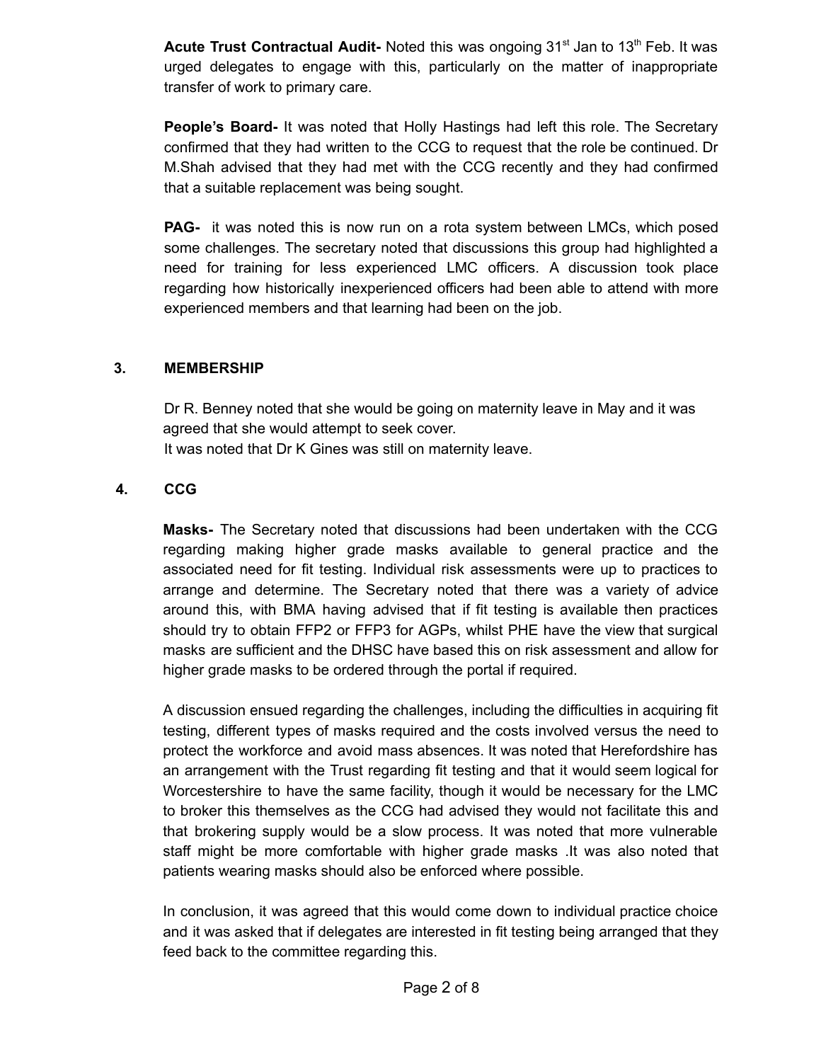**Acute Trust Contractual Audit-** Noted this was ongoing 31[st] Jan to 13[th] Feb. It was urged delegates to engage with this, particularly on the matter of inappropriate transfer of work to primary care.

**People's Board-** It was noted that Holly Hastings had left this role. The Secretary confirmed that they had written to the CCG to request that the role be continued. Dr M.Shah advised that they had met with the CCG recently and they had confirmed that a suitable replacement was being sought.

**PAG-** it was noted this is now run on a rota system between LMCs, which posed some challenges. The secretary noted that discussions this group had highlighted a need for training for less experienced LMC officers. A discussion took place regarding how historically inexperienced officers had been able to attend with more experienced members and that learning had been on the job.

## 3. MEMBERSHIP

Dr R. Benney noted that she would be going on maternity leave in May and it was agreed that she would attempt to seek cover.
It was noted that Dr K Gines was still on maternity leave.

## 4. CCG

**Masks-** The Secretary noted that discussions had been undertaken with the CCG regarding making higher grade masks available to general practice and the associated need for fit testing. Individual risk assessments were up to practices to arrange and determine. The Secretary noted that there was a variety of advice around this, with BMA having advised that if fit testing is available then practices should try to obtain FFP2 or FFP3 for AGPs, whilst PHE have the view that surgical masks are sufficient and the DHSC have based this on risk assessment and allow for higher grade masks to be ordered through the portal if required.

A discussion ensued regarding the challenges, including the difficulties in acquiring fit testing, different types of masks required and the costs involved versus the need to protect the workforce and avoid mass absences. It was noted that Herefordshire has an arrangement with the Trust regarding fit testing and that it would seem logical for Worcestershire to have the same facility, though it would be necessary for the LMC to broker this themselves as the CCG had advised they would not facilitate this and that brokering supply would be a slow process. It was noted that more vulnerable staff might be more comfortable with higher grade masks .It was also noted that patients wearing masks should also be enforced where possible.

In conclusion, it was agreed that this would come down to individual practice choice and it was asked that if delegates are interested in fit testing being arranged that they feed back to the committee regarding this.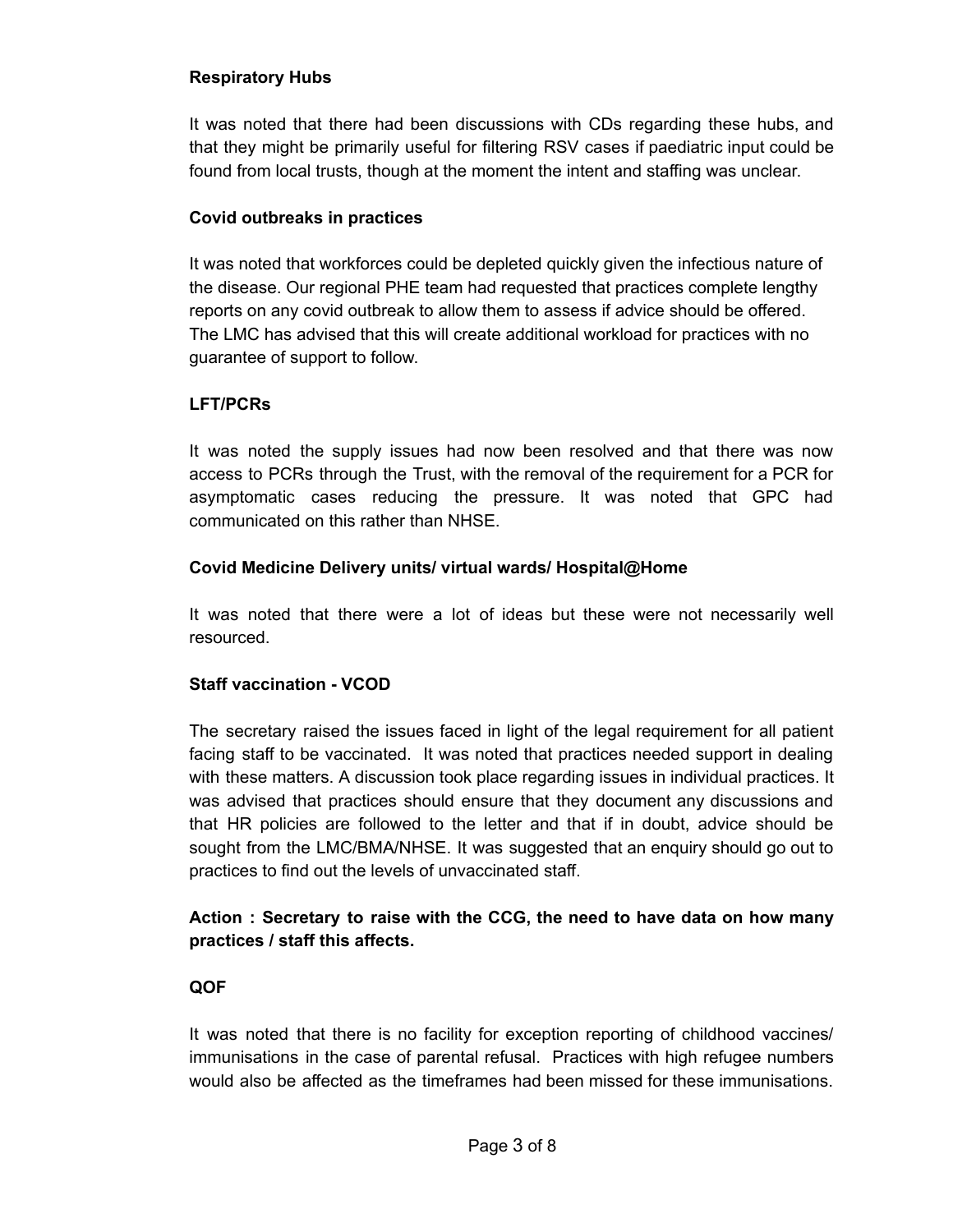**Respiratory Hubs**

It was noted that there had been discussions with CDs regarding these hubs, and that they might be primarily useful for filtering RSV cases if paediatric input could be found from local trusts, though at the moment the intent and staffing was unclear.

**Covid outbreaks in practices**

It was noted that workforces could be depleted quickly given the infectious nature of the disease. Our regional PHE team had requested that practices complete lengthy reports on any covid outbreak to allow them to assess if advice should be offered. The LMC has advised that this will create additional workload for practices with no guarantee of support to follow.

**LFT/PCRs**

It was noted the supply issues had now been resolved and that there was now access to PCRs through the Trust, with the removal of the requirement for a PCR for asymptomatic cases reducing the pressure. It was noted that GPC had communicated on this rather than NHSE.

**Covid Medicine Delivery units/ virtual wards/ Hospital@Home**

It was noted that there were a lot of ideas but these were not necessarily well resourced.

**Staff vaccination - VCOD**

The secretary raised the issues faced in light of the legal requirement for all patient facing staff to be vaccinated. It was noted that practices needed support in dealing with these matters. A discussion took place regarding issues in individual practices. It was advised that practices should ensure that they document any discussions and that HR policies are followed to the letter and that if in doubt, advice should be sought from the LMC/BMA/NHSE. It was suggested that an enquiry should go out to practices to find out the levels of unvaccinated staff.

**Action : Secretary to raise with the CCG, the need to have data on how many practices / staff this affects.**

**QOF**

It was noted that there is no facility for exception reporting of childhood vaccines/ immunisations in the case of parental refusal. Practices with high refugee numbers would also be affected as the timeframes had been missed for these immunisations.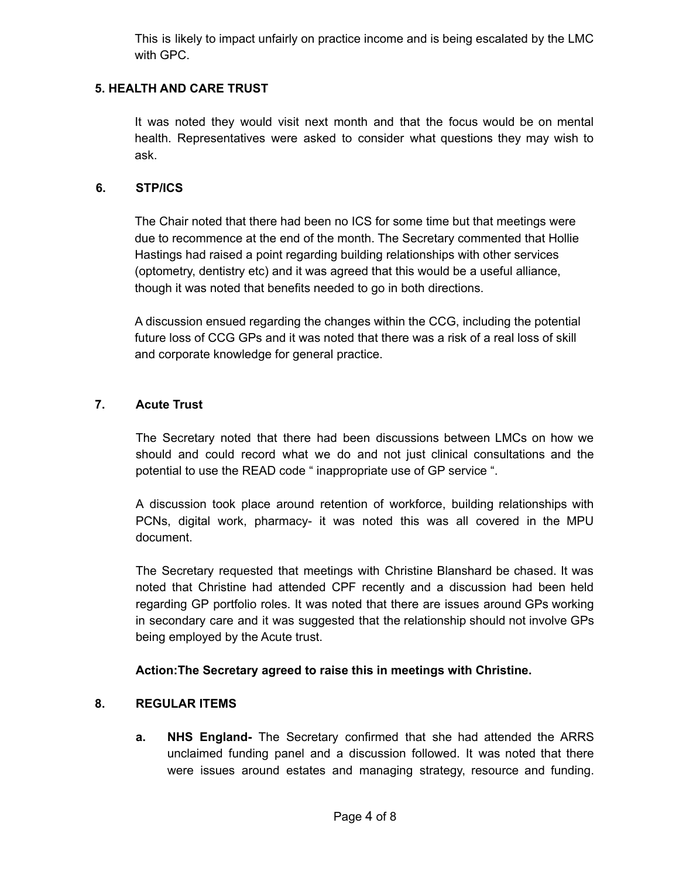This is likely to impact unfairly on practice income and is being escalated by the LMC with GPC.

**5. HEALTH AND CARE TRUST**

It was noted they would visit next month and that the focus would be on mental health. Representatives were asked to consider what questions they may wish to ask.

**6. STP/ICS**

The Chair noted that there had been no ICS for some time but that meetings were due to recommence at the end of the month. The Secretary commented that Hollie Hastings had raised a point regarding building relationships with other services (optometry, dentistry etc) and it was agreed that this would be a useful alliance, though it was noted that benefits needed to go in both directions.

A discussion ensued regarding the changes within the CCG, including the potential future loss of CCG GPs and it was noted that there was a risk of a real loss of skill and corporate knowledge for general practice.

**7. Acute Trust**

The Secretary noted that there had been discussions between LMCs on how we should and could record what we do and not just clinical consultations and the potential to use the READ code " inappropriate use of GP service ".

A discussion took place around retention of workforce, building relationships with PCNs, digital work, pharmacy- it was noted this was all covered in the MPU document.

The Secretary requested that meetings with Christine Blanshard be chased. It was noted that Christine had attended CPF recently and a discussion had been held regarding GP portfolio roles. It was noted that there are issues around GPs working in secondary care and it was suggested that the relationship should not involve GPs being employed by the Acute trust.

**Action:The Secretary agreed to raise this in meetings with Christine.**

**8. REGULAR ITEMS**

a. **NHS England-** The Secretary confirmed that she had attended the ARRS unclaimed funding panel and a discussion followed. It was noted that there were issues around estates and managing strategy, resource and funding.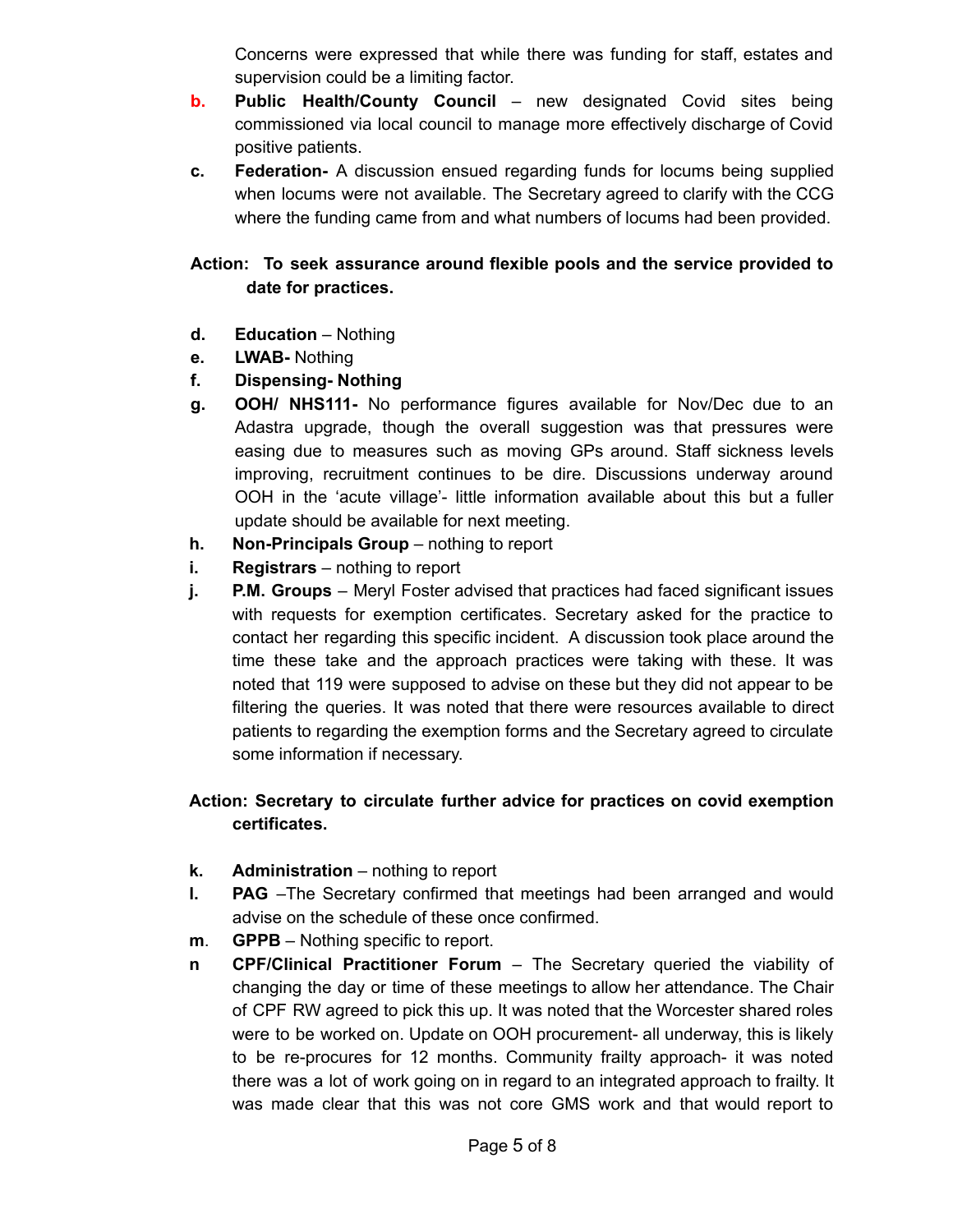Concerns were expressed that while there was funding for staff, estates and supervision could be a limiting factor.

b. **Public Health/County Council** – new designated Covid sites being commissioned via local council to manage more effectively discharge of Covid positive patients.

c. **Federation-** A discussion ensued regarding funds for locums being supplied when locums were not available. The Secretary agreed to clarify with the CCG where the funding came from and what numbers of locums had been provided.

**Action: To seek assurance around flexible pools and the service provided to date for practices.**

d. **Education** – Nothing

e. **LWAB-** Nothing

f. **Dispensing- Nothing**

g. **OOH/ NHS111-** No performance figures available for Nov/Dec due to an Adastra upgrade, though the overall suggestion was that pressures were easing due to measures such as moving GPs around. Staff sickness levels improving, recruitment continues to be dire. Discussions underway around OOH in the 'acute village'- little information available about this but a fuller update should be available for next meeting.

h. **Non-Principals Group** – nothing to report

i. **Registrars** – nothing to report

j. **P.M. Groups** – Meryl Foster advised that practices had faced significant issues with requests for exemption certificates. Secretary asked for the practice to contact her regarding this specific incident. A discussion took place around the time these take and the approach practices were taking with these. It was noted that 119 were supposed to advise on these but they did not appear to be filtering the queries. It was noted that there were resources available to direct patients to regarding the exemption forms and the Secretary agreed to circulate some information if necessary.

**Action: Secretary to circulate further advice for practices on covid exemption certificates.**

k. **Administration** – nothing to report

l. **PAG** –The Secretary confirmed that meetings had been arranged and would advise on the schedule of these once confirmed.

m. **GPPB** – Nothing specific to report.

n **CPF/Clinical Practitioner Forum** – The Secretary queried the viability of changing the day or time of these meetings to allow her attendance. The Chair of CPF RW agreed to pick this up. It was noted that the Worcester shared roles were to be worked on. Update on OOH procurement- all underway, this is likely to be re-procures for 12 months. Community frailty approach- it was noted there was a lot of work going on in regard to an integrated approach to frailty. It was made clear that this was not core GMS work and that would report to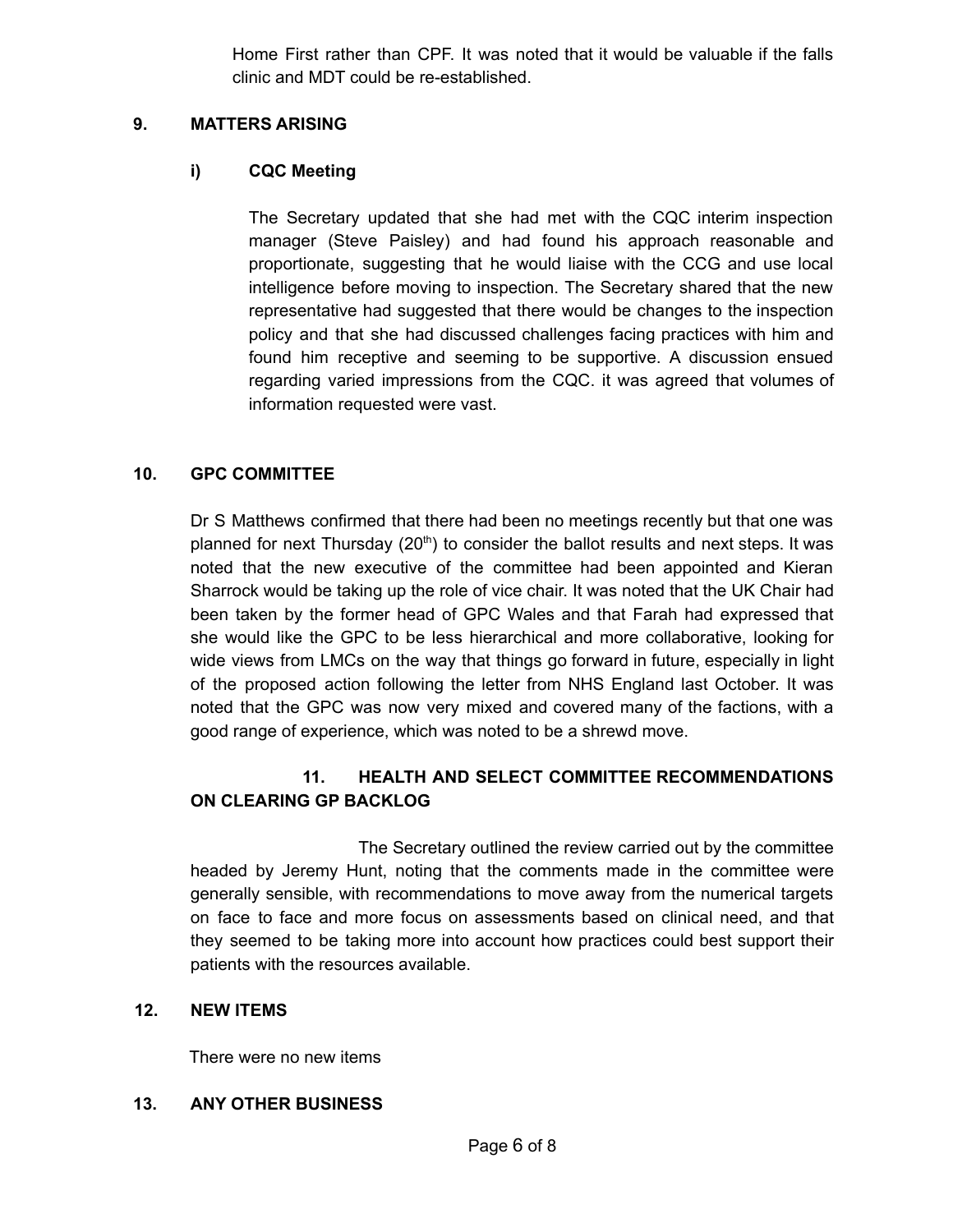Home First rather than CPF. It was noted that it would be valuable if the falls clinic and MDT could be re-established.

## 9. MATTERS ARISING

### i) CQC Meeting

The Secretary updated that she had met with the CQC interim inspection manager (Steve Paisley) and had found his approach reasonable and proportionate, suggesting that he would liaise with the CCG and use local intelligence before moving to inspection. The Secretary shared that the new representative had suggested that there would be changes to the inspection policy and that she had discussed challenges facing practices with him and found him receptive and seeming to be supportive. A discussion ensued regarding varied impressions from the CQC. it was agreed that volumes of information requested were vast.

## 10. GPC COMMITTEE

Dr S Matthews confirmed that there had been no meetings recently but that one was planned for next Thursday (20th) to consider the ballot results and next steps. It was noted that the new executive of the committee had been appointed and Kieran Sharrock would be taking up the role of vice chair. It was noted that the UK Chair had been taken by the former head of GPC Wales and that Farah had expressed that she would like the GPC to be less hierarchical and more collaborative, looking for wide views from LMCs on the way that things go forward in future, especially in light of the proposed action following the letter from NHS England last October. It was noted that the GPC was now very mixed and covered many of the factions, with a good range of experience, which was noted to be a shrewd move.

## 11. HEALTH AND SELECT COMMITTEE RECOMMENDATIONS ON CLEARING GP BACKLOG

The Secretary outlined the review carried out by the committee headed by Jeremy Hunt, noting that the comments made in the committee were generally sensible, with recommendations to move away from the numerical targets on face to face and more focus on assessments based on clinical need, and that they seemed to be taking more into account how practices could best support their patients with the resources available.

## 12. NEW ITEMS

There were no new items

## 13. ANY OTHER BUSINESS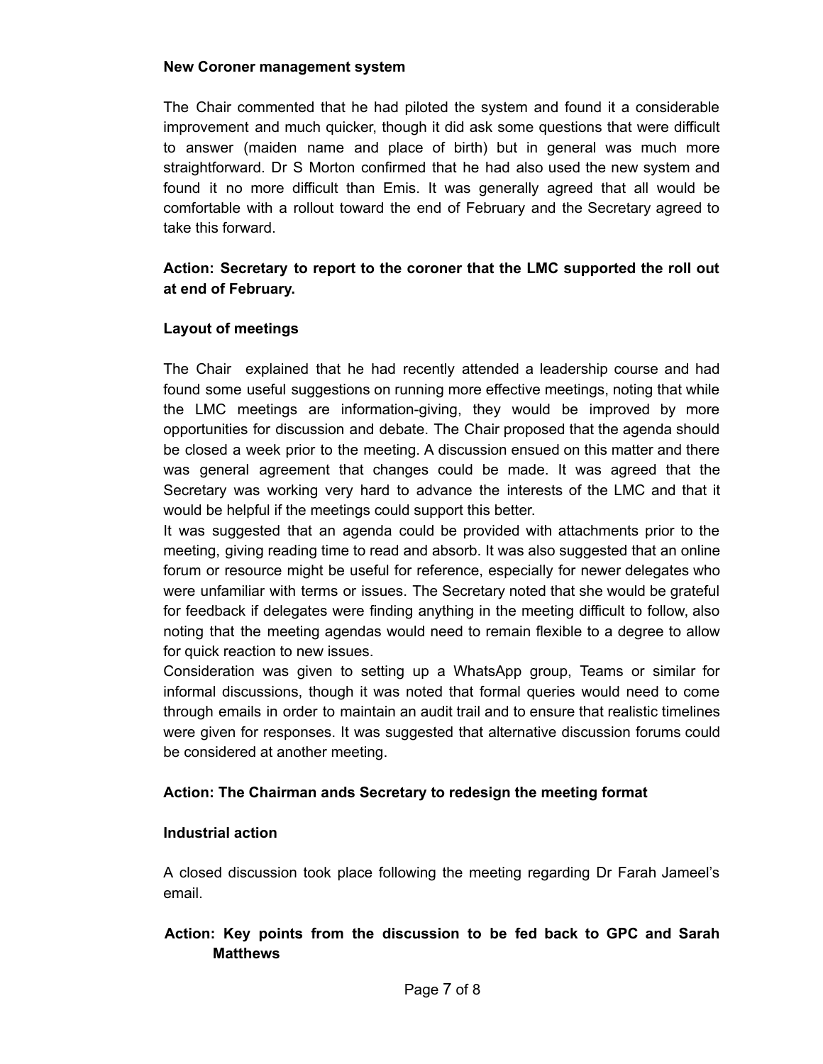**New Coroner management system**

The Chair commented that he had piloted the system and found it a considerable improvement and much quicker, though it did ask some questions that were difficult to answer (maiden name and place of birth) but in general was much more straightforward. Dr S Morton confirmed that he had also used the new system and found it no more difficult than Emis. It was generally agreed that all would be comfortable with a rollout toward the end of February and the Secretary agreed to take this forward.

**Action: Secretary to report to the coroner that the LMC supported the roll out at end of February.**

**Layout of meetings**

The Chair explained that he had recently attended a leadership course and had found some useful suggestions on running more effective meetings, noting that while the LMC meetings are information-giving, they would be improved by more opportunities for discussion and debate. The Chair proposed that the agenda should be closed a week prior to the meeting. A discussion ensued on this matter and there was general agreement that changes could be made. It was agreed that the Secretary was working very hard to advance the interests of the LMC and that it would be helpful if the meetings could support this better.

It was suggested that an agenda could be provided with attachments prior to the meeting, giving reading time to read and absorb. It was also suggested that an online forum or resource might be useful for reference, especially for newer delegates who were unfamiliar with terms or issues. The Secretary noted that she would be grateful for feedback if delegates were finding anything in the meeting difficult to follow, also noting that the meeting agendas would need to remain flexible to a degree to allow for quick reaction to new issues.

Consideration was given to setting up a WhatsApp group, Teams or similar for informal discussions, though it was noted that formal queries would need to come through emails in order to maintain an audit trail and to ensure that realistic timelines were given for responses. It was suggested that alternative discussion forums could be considered at another meeting.

**Action: The Chairman ands Secretary to redesign the meeting format**

**Industrial action**

A closed discussion took place following the meeting regarding Dr Farah Jameel's email.

**Action: Key points from the discussion to be fed back to GPC and Sarah Matthews**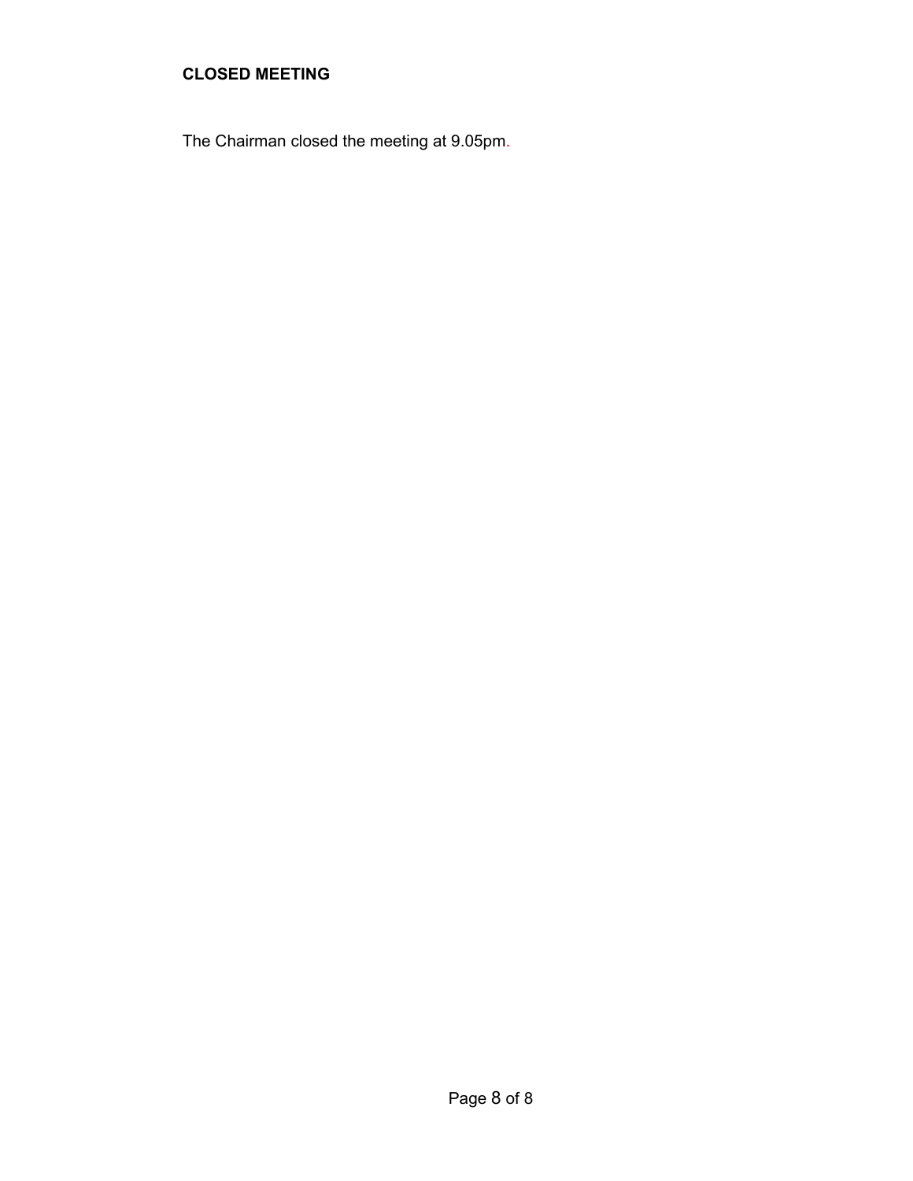**CLOSED MEETING**

The Chairman closed the meeting at 9.05pm.